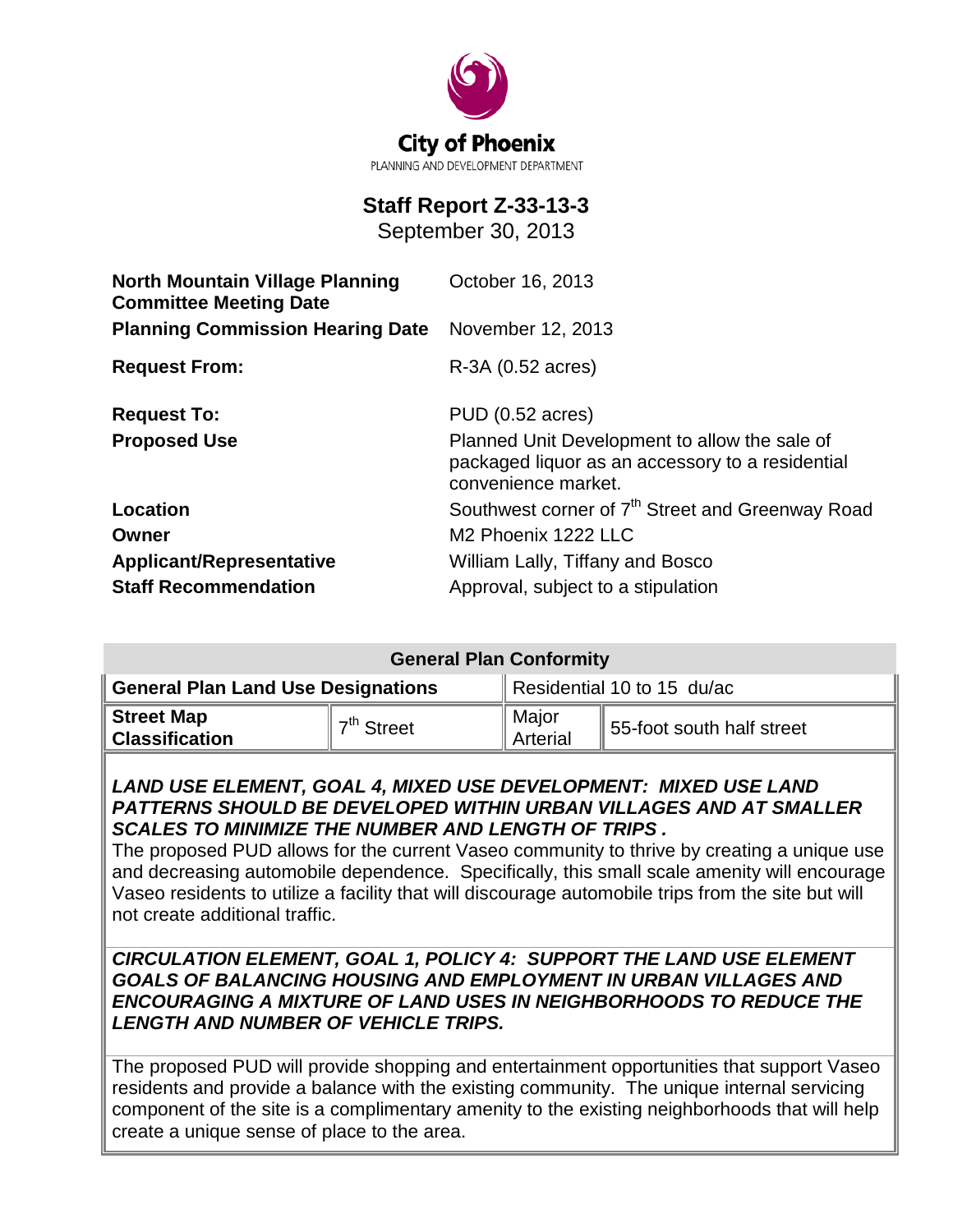City of Phoenix

PLANNING AND DEVELOPMENT DEPARTMENT

# Staff Report Z-33-13-3

September 30, 2013

| | |
|---|---|
| **North Mountain Village Planning Committee Meeting Date** | October 16, 2013 |
| **Planning Commission Hearing Date** | November 12, 2013 |
| **Request From:** | R-3A (0.52 acres) |
| **Request To:** | PUD (0.52 acres) |
| **Proposed Use** | Planned Unit Development to allow the sale of packaged liquor as an accessory to a residential convenience market. |
| **Location** | Southwest corner of 7th Street and Greenway Road |
| **Owner** | M2 Phoenix 1222 LLC |
| **Applicant/Representative** | William Lally, Tiffany and Bosco |
| **Staff Recommendation** | Approval, subject to a stipulation |

| General Plan Conformity | | | |
|---|---|---|---|
| **General Plan Land Use Designations** | | Residential 10 to 15 du/ac | |
| **Street Map Classification** | 7th Street | Major Arterial | 55-foot south half street |

***LAND USE ELEMENT, GOAL 4, MIXED USE DEVELOPMENT: MIXED USE LAND PATTERNS SHOULD BE DEVELOPED WITHIN URBAN VILLAGES AND AT SMALLER SCALES TO MINIMIZE THE NUMBER AND LENGTH OF TRIPS .***

The proposed PUD allows for the current Vaseo community to thrive by creating a unique use and decreasing automobile dependence. Specifically, this small scale amenity will encourage Vaseo residents to utilize a facility that will discourage automobile trips from the site but will not create additional traffic.

***CIRCULATION ELEMENT, GOAL 1, POLICY 4: SUPPORT THE LAND USE ELEMENT GOALS OF BALANCING HOUSING AND EMPLOYMENT IN URBAN VILLAGES AND ENCOURAGING A MIXTURE OF LAND USES IN NEIGHBORHOODS TO REDUCE THE LENGTH AND NUMBER OF VEHICLE TRIPS.***

The proposed PUD will provide shopping and entertainment opportunities that support Vaseo residents and provide a balance with the existing community. The unique internal servicing component of the site is a complimentary amenity to the existing neighborhoods that will help create a unique sense of place to the area.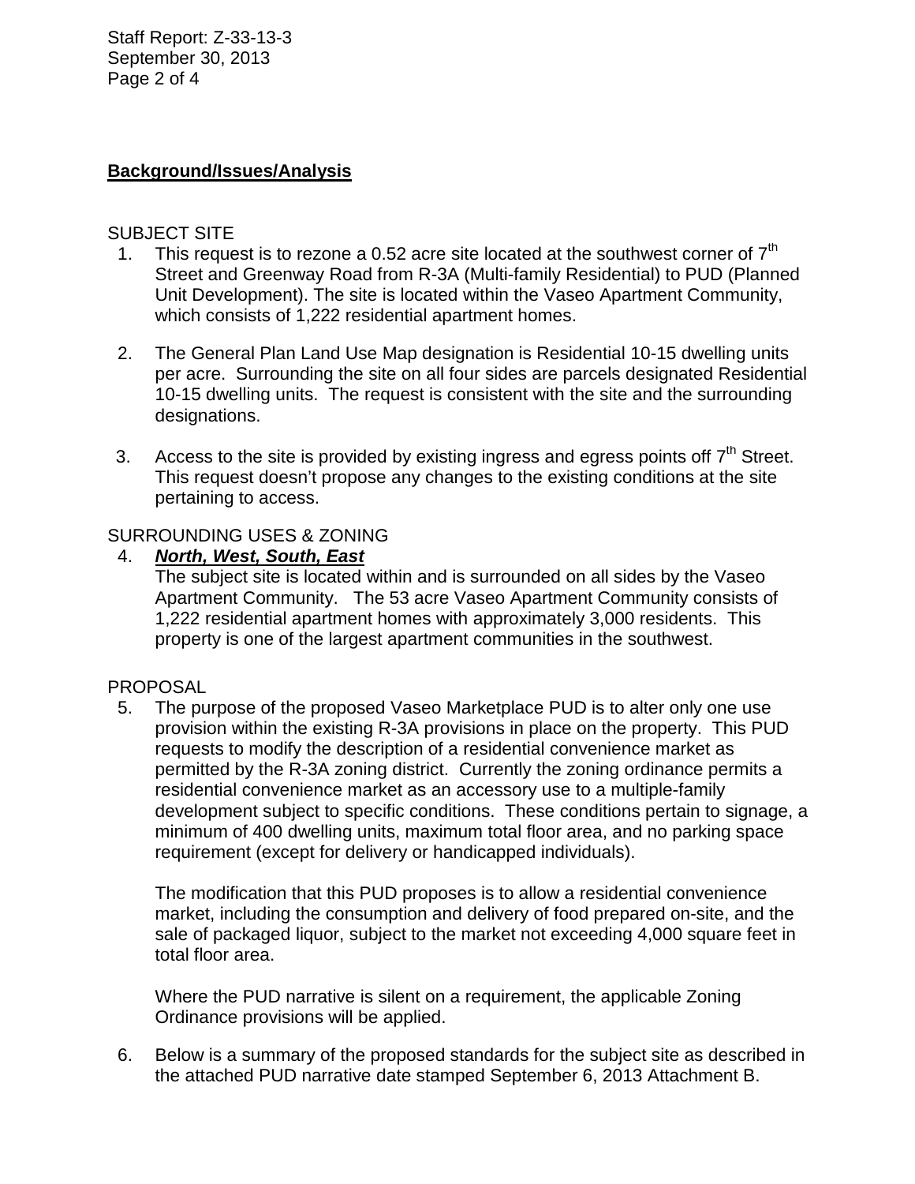## Background/Issues/Analysis

SUBJECT SITE

1. This request is to rezone a 0.52 acre site located at the southwest corner of $7^{th}$ Street and Greenway Road from R-3A (Multi-family Residential) to PUD (Planned Unit Development). The site is located within the Vaseo Apartment Community, which consists of 1,222 residential apartment homes.

2. The General Plan Land Use Map designation is Residential 10-15 dwelling units per acre. Surrounding the site on all four sides are parcels designated Residential 10-15 dwelling units. The request is consistent with the site and the surrounding designations.

3. Access to the site is provided by existing ingress and egress points off $7^{th}$ Street. This request doesn't propose any changes to the existing conditions at the site pertaining to access.

SURROUNDING USES & ZONING

4. ***North, West, South, East***

   The subject site is located within and is surrounded on all sides by the Vaseo Apartment Community. The 53 acre Vaseo Apartment Community consists of 1,222 residential apartment homes with approximately 3,000 residents. This property is one of the largest apartment communities in the southwest.

PROPOSAL

5. The purpose of the proposed Vaseo Marketplace PUD is to alter only one use provision within the existing R-3A provisions in place on the property. This PUD requests to modify the description of a residential convenience market as permitted by the R-3A zoning district. Currently the zoning ordinance permits a residential convenience market as an accessory use to a multiple-family development subject to specific conditions. These conditions pertain to signage, a minimum of 400 dwelling units, maximum total floor area, and no parking space requirement (except for delivery or handicapped individuals).

   The modification that this PUD proposes is to allow a residential convenience market, including the consumption and delivery of food prepared on-site, and the sale of packaged liquor, subject to the market not exceeding 4,000 square feet in total floor area.

   Where the PUD narrative is silent on a requirement, the applicable Zoning Ordinance provisions will be applied.

6. Below is a summary of the proposed standards for the subject site as described in the attached PUD narrative date stamped September 6, 2013 Attachment B.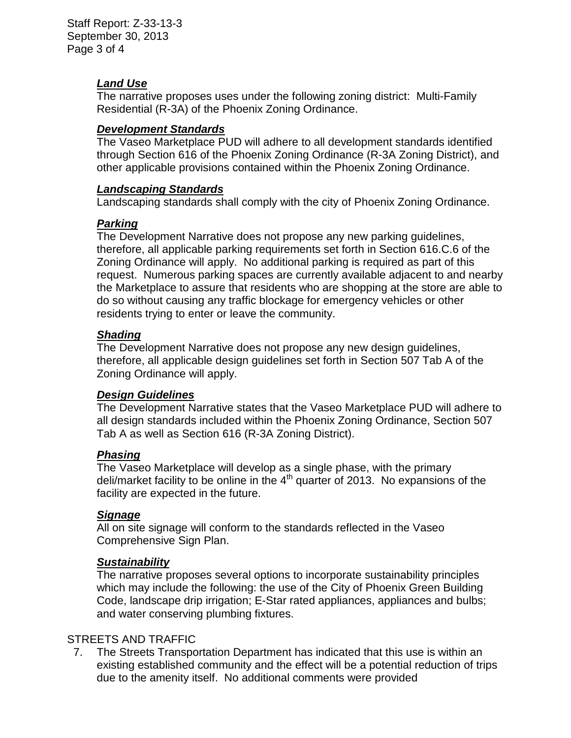***Land Use***

The narrative proposes uses under the following zoning district: Multi-Family Residential (R-3A) of the Phoenix Zoning Ordinance.

***Development Standards***

The Vaseo Marketplace PUD will adhere to all development standards identified through Section 616 of the Phoenix Zoning Ordinance (R-3A Zoning District), and other applicable provisions contained within the Phoenix Zoning Ordinance.

***Landscaping Standards***

Landscaping standards shall comply with the city of Phoenix Zoning Ordinance.

***Parking***

The Development Narrative does not propose any new parking guidelines, therefore, all applicable parking requirements set forth in Section 616.C.6 of the Zoning Ordinance will apply. No additional parking is required as part of this request. Numerous parking spaces are currently available adjacent to and nearby the Marketplace to assure that residents who are shopping at the store are able to do so without causing any traffic blockage for emergency vehicles or other residents trying to enter or leave the community.

***Shading***

The Development Narrative does not propose any new design guidelines, therefore, all applicable design guidelines set forth in Section 507 Tab A of the Zoning Ordinance will apply.

***Design Guidelines***

The Development Narrative states that the Vaseo Marketplace PUD will adhere to all design standards included within the Phoenix Zoning Ordinance, Section 507 Tab A as well as Section 616 (R-3A Zoning District).

***Phasing***

The Vaseo Marketplace will develop as a single phase, with the primary deli/market facility to be online in the 4th quarter of 2013. No expansions of the facility are expected in the future.

***Signage***

All on site signage will conform to the standards reflected in the Vaseo Comprehensive Sign Plan.

***Sustainability***

The narrative proposes several options to incorporate sustainability principles which may include the following: the use of the City of Phoenix Green Building Code, landscape drip irrigation; E-Star rated appliances, appliances and bulbs; and water conserving plumbing fixtures.

STREETS AND TRAFFIC

7. The Streets Transportation Department has indicated that this use is within an existing established community and the effect will be a potential reduction of trips due to the amenity itself. No additional comments were provided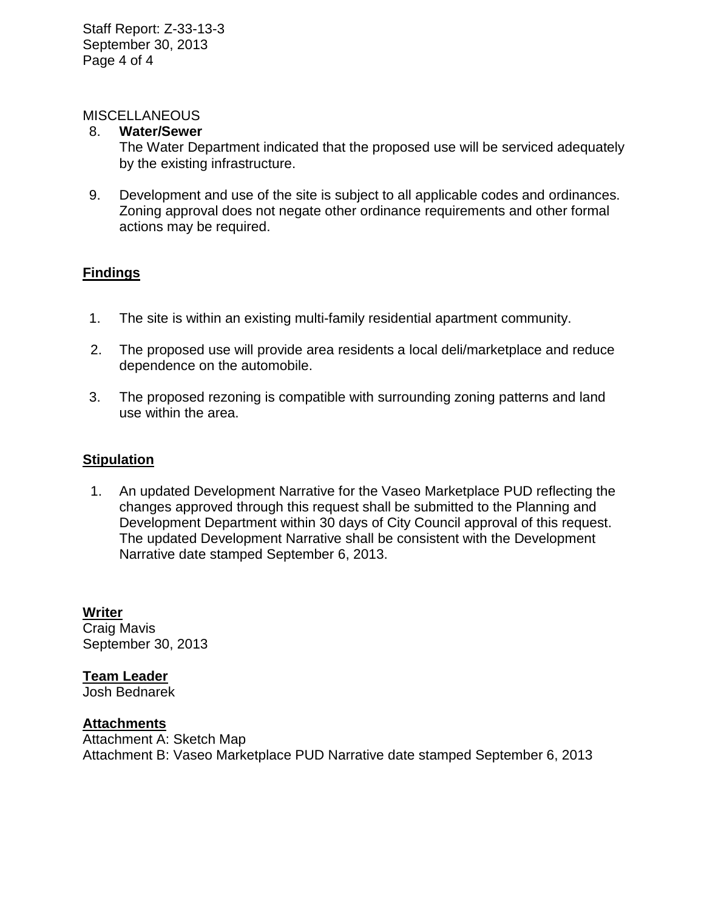MISCELLANEOUS

8. **Water/Sewer**
   The Water Department indicated that the proposed use will be serviced adequately by the existing infrastructure.

9. Development and use of the site is subject to all applicable codes and ordinances. Zoning approval does not negate other ordinance requirements and other formal actions may be required.

## Findings

1. The site is within an existing multi-family residential apartment community.

2. The proposed use will provide area residents a local deli/marketplace and reduce dependence on the automobile.

3. The proposed rezoning is compatible with surrounding zoning patterns and land use within the area.

## Stipulation

1. An updated Development Narrative for the Vaseo Marketplace PUD reflecting the changes approved through this request shall be submitted to the Planning and Development Department within 30 days of City Council approval of this request. The updated Development Narrative shall be consistent with the Development Narrative date stamped September 6, 2013.

## Writer

Craig Mavis
September 30, 2013

## Team Leader

Josh Bednarek

## Attachments

Attachment A: Sketch Map
Attachment B: Vaseo Marketplace PUD Narrative date stamped September 6, 2013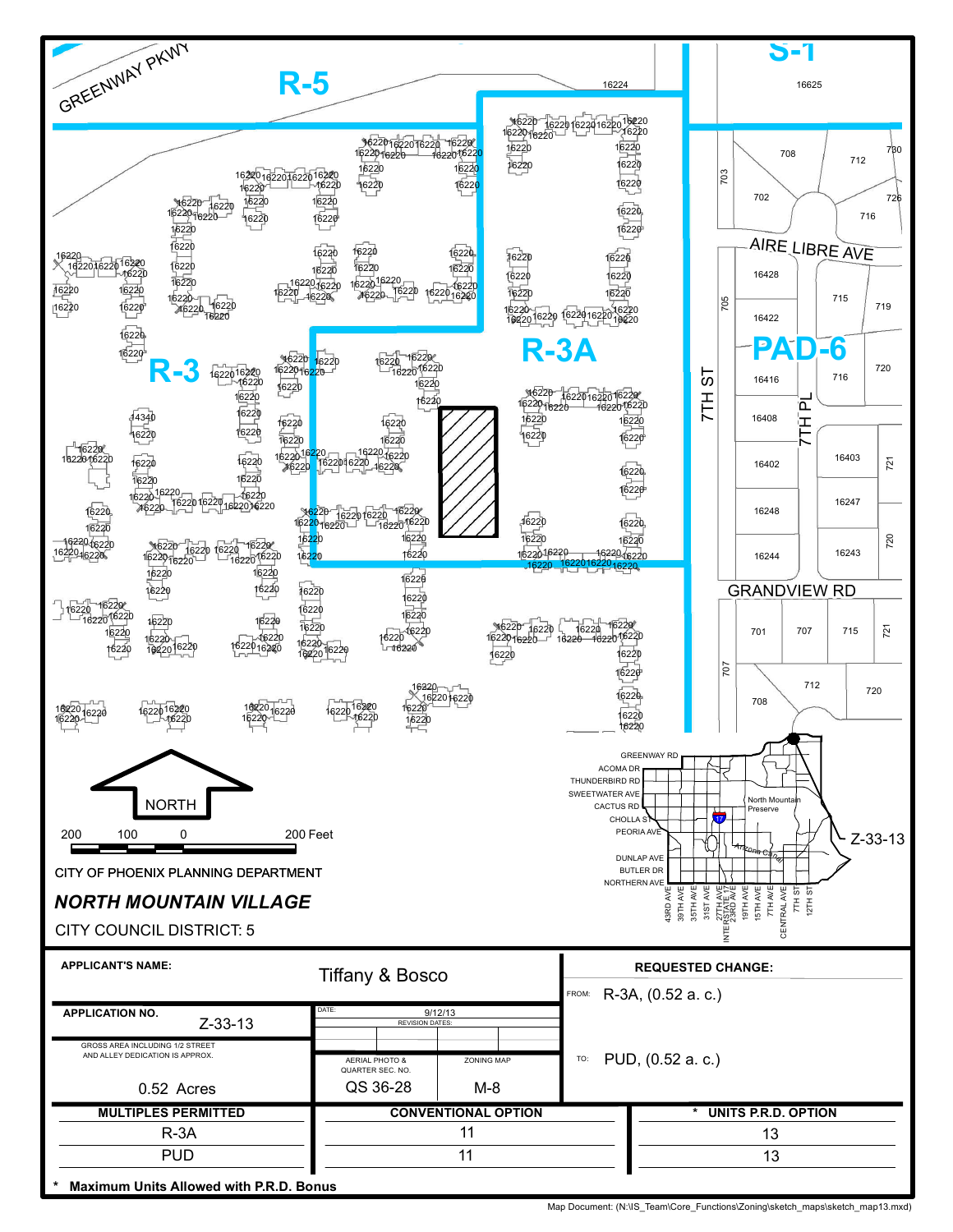CITY OF PHOENIX PLANNING DEPARTMENT

***NORTH MOUNTAIN VILLAGE***

CITY COUNCIL DISTRICT: 5

| | | | |
|---|---|---|---|
| **APPLICANT'S NAME:** | Tiffany & Bosco | **REQUESTED CHANGE:** | |
| **APPLICATION NO.** Z-33-13 | DATE: 9/12/13 REVISION DATES: | FROM: | R-3A, (0.52 a. c.) |
| GROSS AREA INCLUDING 1/2 STREET AND ALLEY DEDICATION IS APPROX. 0.52 Acres | AERIAL PHOTO & QUARTER SEC. NO. QS 36-28 / ZONING MAP M-8 | TO: | PUD, (0.52 a. c.) |

| MULTIPLES PERMITTED | CONVENTIONAL OPTION | * UNITS P.R.D. OPTION |
|---|---|---|
| R-3A | 11 | 13 |
| PUD | 11 | 13 |

\* **Maximum Units Allowed with P.R.D. Bonus**

Map Document: (N:\IS_Team\Core_Functions\Zoning\sketch_maps\sketch_map13.mxd)